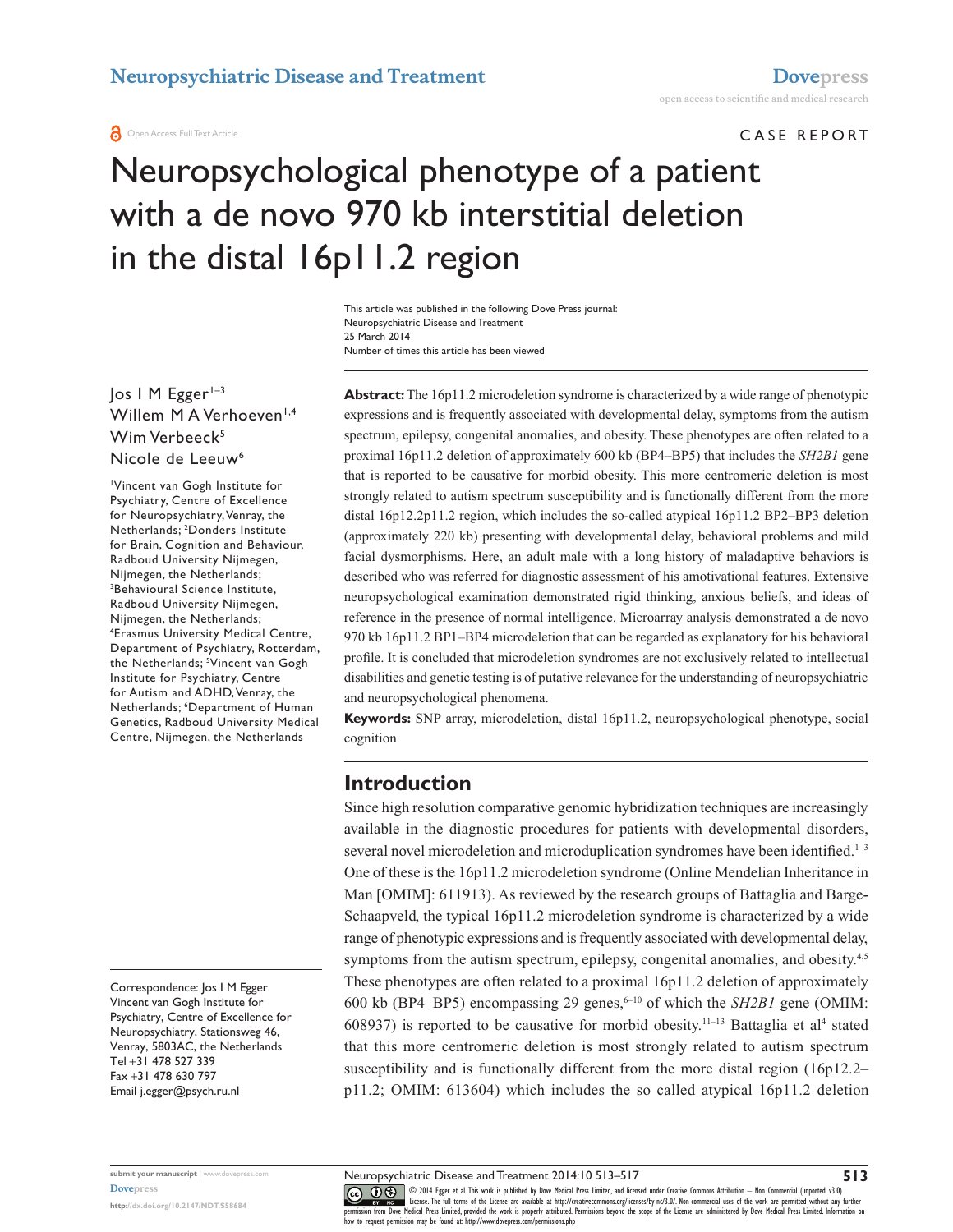CASE REPORT

# Neuropsychological phenotype of a patient with a de novo 970 kb interstitial deletion in the distal 16p11.2 region

This article was published in the following Dove Press journal:
Neuropsychiatric Disease and Treatment
25 March 2014
Number of times this article has been viewed

Jos I M Egger[1–3]
Willem M A Verhoeven[1,4]
Wim Verbeeck[5]
Nicole de Leeuw[6]

[1]Vincent van Gogh Institute for Psychiatry, Centre of Excellence for Neuropsychiatry, Venray, the Netherlands; [2]Donders Institute for Brain, Cognition and Behaviour, Radboud University Nijmegen, Nijmegen, the Netherlands; [3]Behavioural Science Institute, Radboud University Nijmegen, Nijmegen, the Netherlands; [4]Erasmus University Medical Centre, Department of Psychiatry, Rotterdam, the Netherlands; [5]Vincent van Gogh Institute for Psychiatry, Centre for Autism and ADHD, Venray, the Netherlands; [6]Department of Human Genetics, Radboud University Medical Centre, Nijmegen, the Netherlands

Correspondence: Jos I M Egger
Vincent van Gogh Institute for Psychiatry, Centre of Excellence for Neuropsychiatry, Stationsweg 46, Venray, 5803AC, the Netherlands
Tel +31 478 527 339
Fax +31 478 630 797
Email j.egger@psych.ru.nl

**Abstract:** The 16p11.2 microdeletion syndrome is characterized by a wide range of phenotypic expressions and is frequently associated with developmental delay, symptoms from the autism spectrum, epilepsy, congenital anomalies, and obesity. These phenotypes are often related to a proximal 16p11.2 deletion of approximately 600 kb (BP4–BP5) that includes the *SH2B1* gene that is reported to be causative for morbid obesity. This more centromeric deletion is most strongly related to autism spectrum susceptibility and is functionally different from the more distal 16p12.2p11.2 region, which includes the so-called atypical 16p11.2 BP2–BP3 deletion (approximately 220 kb) presenting with developmental delay, behavioral problems and mild facial dysmorphisms. Here, an adult male with a long history of maladaptive behaviors is described who was referred for diagnostic assessment of his amotivational features. Extensive neuropsychological examination demonstrated rigid thinking, anxious beliefs, and ideas of reference in the presence of normal intelligence. Microarray analysis demonstrated a de novo 970 kb 16p11.2 BP1–BP4 microdeletion that can be regarded as explanatory for his behavioral profile. It is concluded that microdeletion syndromes are not exclusively related to intellectual disabilities and genetic testing is of putative relevance for the understanding of neuropsychiatric and neuropsychological phenomena.

**Keywords:** SNP array, microdeletion, distal 16p11.2, neuropsychological phenotype, social cognition

## Introduction

Since high resolution comparative genomic hybridization techniques are increasingly available in the diagnostic procedures for patients with developmental disorders, several novel microdeletion and microduplication syndromes have been identified.[1–3] One of these is the 16p11.2 microdeletion syndrome (Online Mendelian Inheritance in Man [OMIM]: 611913). As reviewed by the research groups of Battaglia and Barge-Schaapveld, the typical 16p11.2 microdeletion syndrome is characterized by a wide range of phenotypic expressions and is frequently associated with developmental delay, symptoms from the autism spectrum, epilepsy, congenital anomalies, and obesity.[4,5] These phenotypes are often related to a proximal 16p11.2 deletion of approximately 600 kb (BP4–BP5) encompassing 29 genes,[6–10] of which the *SH2B1* gene (OMIM: 608937) is reported to be causative for morbid obesity.[11–13] Battaglia et al[4] stated that this more centromeric deletion is most strongly related to autism spectrum susceptibility and is functionally different from the more distal region (16p12.2–p11.2; OMIM: 613604) which includes the so called atypical 16p11.2 deletion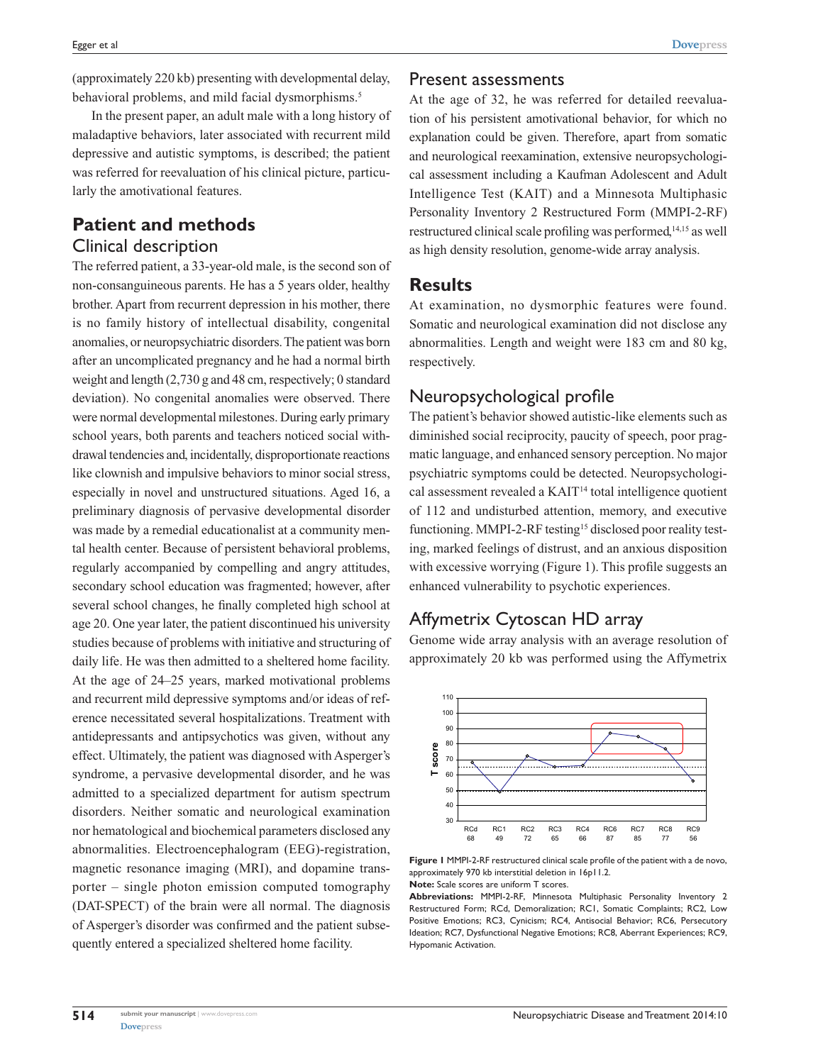(approximately 220 kb) presenting with developmental delay, behavioral problems, and mild facial dysmorphisms.[5]

In the present paper, an adult male with a long history of maladaptive behaviors, later associated with recurrent mild depressive and autistic symptoms, is described; the patient was referred for reevaluation of his clinical picture, particularly the amotivational features.

## Patient and methods

### Clinical description

The referred patient, a 33-year-old male, is the second son of non-consanguineous parents. He has a 5 years older, healthy brother. Apart from recurrent depression in his mother, there is no family history of intellectual disability, congenital anomalies, or neuropsychiatric disorders. The patient was born after an uncomplicated pregnancy and he had a normal birth weight and length (2,730 g and 48 cm, respectively; 0 standard deviation). No congenital anomalies were observed. There were normal developmental milestones. During early primary school years, both parents and teachers noticed social withdrawal tendencies and, incidentally, disproportionate reactions like clownish and impulsive behaviors to minor social stress, especially in novel and unstructured situations. Aged 16, a preliminary diagnosis of pervasive developmental disorder was made by a remedial educationalist at a community mental health center. Because of persistent behavioral problems, regularly accompanied by compelling and angry attitudes, secondary school education was fragmented; however, after several school changes, he finally completed high school at age 20. One year later, the patient discontinued his university studies because of problems with initiative and structuring of daily life. He was then admitted to a sheltered home facility. At the age of 24–25 years, marked motivational problems and recurrent mild depressive symptoms and/or ideas of reference necessitated several hospitalizations. Treatment with antidepressants and antipsychotics was given, without any effect. Ultimately, the patient was diagnosed with Asperger's syndrome, a pervasive developmental disorder, and he was admitted to a specialized department for autism spectrum disorders. Neither somatic and neurological examination nor hematological and biochemical parameters disclosed any abnormalities. Electroencephalogram (EEG)-registration, magnetic resonance imaging (MRI), and dopamine transporter – single photon emission computed tomography (DAT-SPECT) of the brain were all normal. The diagnosis of Asperger's disorder was confirmed and the patient subsequently entered a specialized sheltered home facility.

### Present assessments

At the age of 32, he was referred for detailed reevaluation of his persistent amotivational behavior, for which no explanation could be given. Therefore, apart from somatic and neurological reexamination, extensive neuropsychological assessment including a Kaufman Adolescent and Adult Intelligence Test (KAIT) and a Minnesota Multiphasic Personality Inventory 2 Restructured Form (MMPI-2-RF) restructured clinical scale profiling was performed,[14,15] as well as high density resolution, genome-wide array analysis.

## Results

At examination, no dysmorphic features were found. Somatic and neurological examination did not disclose any abnormalities. Length and weight were 183 cm and 80 kg, respectively.

### Neuropsychological profile

The patient's behavior showed autistic-like elements such as diminished social reciprocity, paucity of speech, poor pragmatic language, and enhanced sensory perception. No major psychiatric symptoms could be detected. Neuropsychological assessment revealed a KAIT[14] total intelligence quotient of 112 and undisturbed attention, memory, and executive functioning. MMPI-2-RF testing[15] disclosed poor reality testing, marked feelings of distrust, and an anxious disposition with excessive worrying (Figure 1). This profile suggests an enhanced vulnerability to psychotic experiences.

### Affymetrix Cytoscan HD array

Genome wide array analysis with an average resolution of approximately 20 kb was performed using the Affymetrix

| | RCd | RC1 | RC2 | RC3 | RC4 | RC6 | RC7 | RC8 | RC9 |
|---|---|---|---|---|---|---|---|---|---|
| T score | 68 | 49 | 72 | 65 | 66 | 87 | 85 | 77 | 56 |

**Figure 1** MMPI-2-RF restructured clinical scale profile of the patient with a de novo, approximately 970 kb interstitial deletion in 16p11.2.

**Note:** Scale scores are uniform T scores.

**Abbreviations:** MMPI-2-RF, Minnesota Multiphasic Personality Inventory 2 Restructured Form; RCd, Demoralization; RC1, Somatic Complaints; RC2, Low Positive Emotions; RC3, Cynicism; RC4, Antisocial Behavior; RC6, Persecutory Ideation; RC7, Dysfunctional Negative Emotions; RC8, Aberrant Experiences; RC9, Hypomanic Activation.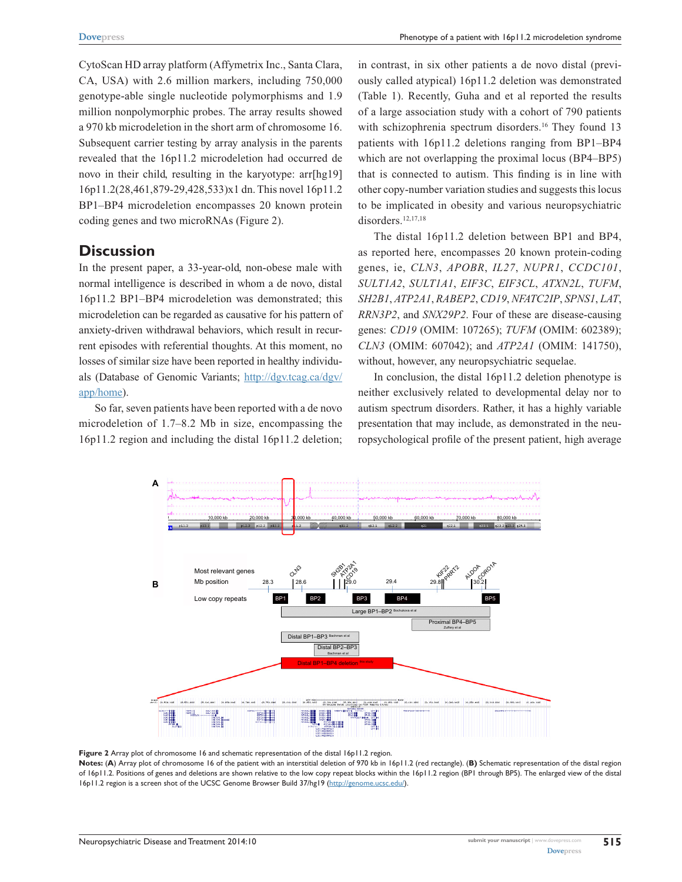CytoScan HD array platform (Affymetrix Inc., Santa Clara, CA, USA) with 2.6 million markers, including 750,000 genotype-able single nucleotide polymorphisms and 1.9 million nonpolymorphic probes. The array results showed a 970 kb microdeletion in the short arm of chromosome 16. Subsequent carrier testing by array analysis in the parents revealed that the 16p11.2 microdeletion had occurred de novo in their child, resulting in the karyotype: arr[hg19] 16p11.2(28,461,879-29,428,533)x1 dn. This novel 16p11.2 BP1–BP4 microdeletion encompasses 20 known protein coding genes and two microRNAs (Figure 2).

## Discussion

In the present paper, a 33-year-old, non-obese male with normal intelligence is described in whom a de novo, distal 16p11.2 BP1–BP4 microdeletion was demonstrated; this microdeletion can be regarded as causative for his pattern of anxiety-driven withdrawal behaviors, which result in recurrent episodes with referential thoughts. At this moment, no losses of similar size have been reported in healthy individuals (Database of Genomic Variants; http://dgv.tcag.ca/dgv/app/home).

So far, seven patients have been reported with a de novo microdeletion of 1.7–8.2 Mb in size, encompassing the 16p11.2 region and including the distal 16p11.2 deletion; in contrast, in six other patients a de novo distal (previously called atypical) 16p11.2 deletion was demonstrated (Table 1). Recently, Guha and et al reported the results of a large association study with a cohort of 790 patients with schizophrenia spectrum disorders.[16] They found 13 patients with 16p11.2 deletions ranging from BP1–BP4 which are not overlapping the proximal locus (BP4–BP5) that is connected to autism. This finding is in line with other copy-number variation studies and suggests this locus to be implicated in obesity and various neuropsychiatric disorders.[12,17,18]

The distal 16p11.2 deletion between BP1 and BP4, as reported here, encompasses 20 known protein-coding genes, ie, *CLN3*, *APOBR*, *IL27*, *NUPR1*, *CCDC101*, *SULT1A2*, *SULT1A1*, *EIF3C*, *EIF3CL*, *ATXN2L*, *TUFM*, *SH2B1*, *ATP2A1*, *RABEP2*, *CD19*, *NFATC2IP*, *SPNS1*, *LAT*, *RRN3P2*, and *SNX29P2*. Four of these are disease-causing genes: *CD19* (OMIM: 107265); *TUFM* (OMIM: 602389); *CLN3* (OMIM: 607042); and *ATP2A1* (OMIM: 141750), without, however, any neuropsychiatric sequelae.

In conclusion, the distal 16p11.2 deletion phenotype is neither exclusively related to developmental delay nor to autism spectrum disorders. Rather, it has a highly variable presentation that may include, as demonstrated in the neuropsychological profile of the present patient, high average

**Figure 2** Array plot of chromosome 16 and schematic representation of the distal 16p11.2 region.

**Notes:** (**A**) Array plot of chromosome 16 of the patient with an interstitial deletion of 970 kb in 16p11.2 (red rectangle). (**B**) Schematic representation of the distal region of 16p11.2. Positions of genes and deletions are shown relative to the low copy repeat blocks within the 16p11.2 region (BP1 through BP5). The enlarged view of the distal 16p11.2 region is a screen shot of the UCSC Genome Browser Build 37/hg19 (http://genome.ucsc.edu/).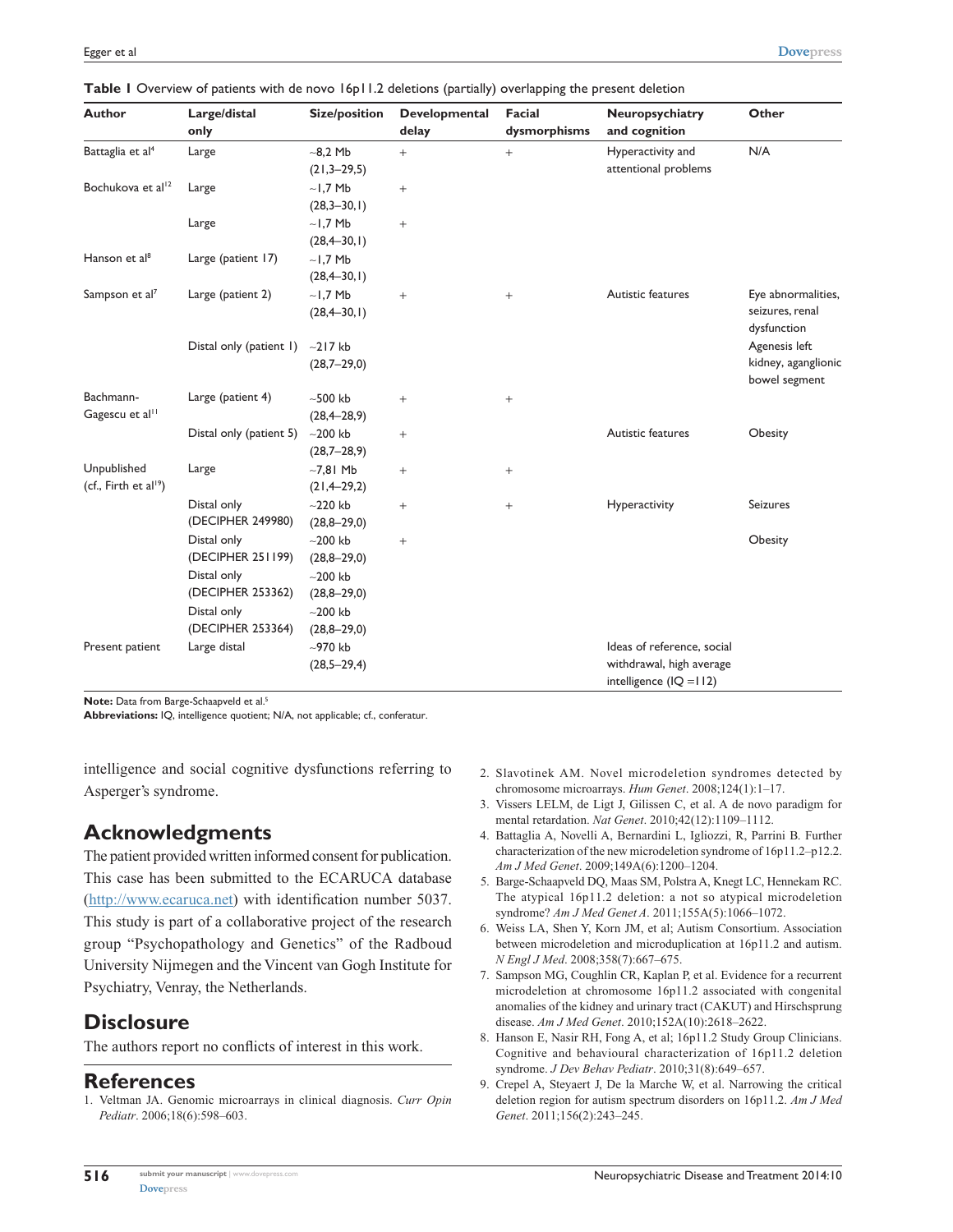**Table 1** Overview of patients with de novo 16p11.2 deletions (partially) overlapping the present deletion

| Author | Large/distal only | Size/position | Developmental delay | Facial dysmorphisms | Neuropsychiatry and cognition | Other |
|---|---|---|---|---|---|---|
| Battaglia et al[4] | Large | ~8,2 Mb (21,3–29,5) | + | + | Hyperactivity and attentional problems | N/A |
| Bochukova et al[12] | Large | ~1,7 Mb (28,3–30,1) | + | | | |
| | Large | ~1,7 Mb (28,4–30,1) | + | | | |
| Hanson et al[8] | Large (patient 17) | ~1,7 Mb (28,4–30,1) | | | | |
| Sampson et al[7] | Large (patient 2) | ~1,7 Mb (28,4–30,1) | + | + | Autistic features | Eye abnormalities, seizures, renal dysfunction |
| | Distal only (patient 1) | ~217 kb (28,7–29,0) | | | | Agenesis left kidney, aganglionic bowel segment |
| Bachmann-Gagescu et al[11] | Large (patient 4) | ~500 kb (28,4–28,9) | + | + | | |
| | Distal only (patient 5) | ~200 kb (28,7–28,9) | + | | Autistic features | Obesity |
| Unpublished (cf., Firth et al[19]) | Large | ~7,81 Mb (21,4–29,2) | + | + | | |
| | Distal only (DECIPHER 249980) | ~220 kb (28,8–29,0) | + | + | Hyperactivity | Seizures |
| | Distal only (DECIPHER 251199) | ~200 kb (28,8–29,0) | + | | | Obesity |
| | Distal only (DECIPHER 253362) | ~200 kb (28,8–29,0) | | | | |
| | Distal only (DECIPHER 253364) | ~200 kb (28,8–29,0) | | | | |
| Present patient | Large distal | ~970 kb (28,5–29,4) | | | Ideas of reference, social withdrawal, high average intelligence (IQ =112) | |

**Note:** Data from Barge-Schaapveld et al.[5]
**Abbreviations:** IQ, intelligence quotient; N/A, not applicable; cf., conferatur.

intelligence and social cognitive dysfunctions referring to Asperger's syndrome.

## Acknowledgments

The patient provided written informed consent for publication. This case has been submitted to the ECARUCA database (http://www.ecaruca.net) with identification number 5037. This study is part of a collaborative project of the research group "Psychopathology and Genetics" of the Radboud University Nijmegen and the Vincent van Gogh Institute for Psychiatry, Venray, the Netherlands.

## Disclosure

The authors report no conflicts of interest in this work.

## References

1. Veltman JA. Genomic microarrays in clinical diagnosis. *Curr Opin Pediatr*. 2006;18(6):598–603.
2. Slavotinek AM. Novel microdeletion syndromes detected by chromosome microarrays. *Hum Genet*. 2008;124(1):1–17.
3. Vissers LELM, de Ligt J, Gilissen C, et al. A de novo paradigm for mental retardation. *Nat Genet*. 2010;42(12):1109–1112.
4. Battaglia A, Novelli A, Bernardini L, Igliozzi, R, Parrini B. Further characterization of the new microdeletion syndrome of 16p11.2–p12.2. *Am J Med Genet*. 2009;149A(6):1200–1204.
5. Barge-Schaapveld DQ, Maas SM, Polstra A, Knegt LC, Hennekam RC. The atypical 16p11.2 deletion: a not so atypical microdeletion syndrome? *Am J Med Genet A*. 2011;155A(5):1066–1072.
6. Weiss LA, Shen Y, Korn JM, et al; Autism Consortium. Association between microdeletion and microduplication at 16p11.2 and autism. *N Engl J Med*. 2008;358(7):667–675.
7. Sampson MG, Coughlin CR, Kaplan P, et al. Evidence for a recurrent microdeletion at chromosome 16p11.2 associated with congenital anomalies of the kidney and urinary tract (CAKUT) and Hirschsprung disease. *Am J Med Genet*. 2010;152A(10):2618–2622.
8. Hanson E, Nasir RH, Fong A, et al; 16p11.2 Study Group Clinicians. Cognitive and behavioural characterization of 16p11.2 deletion syndrome. *J Dev Behav Pediatr*. 2010;31(8):649–657.
9. Crepel A, Steyaert J, De la Marche W, et al. Narrowing the critical deletion region for autism spectrum disorders on 16p11.2. *Am J Med Genet*. 2011;156(2):243–245.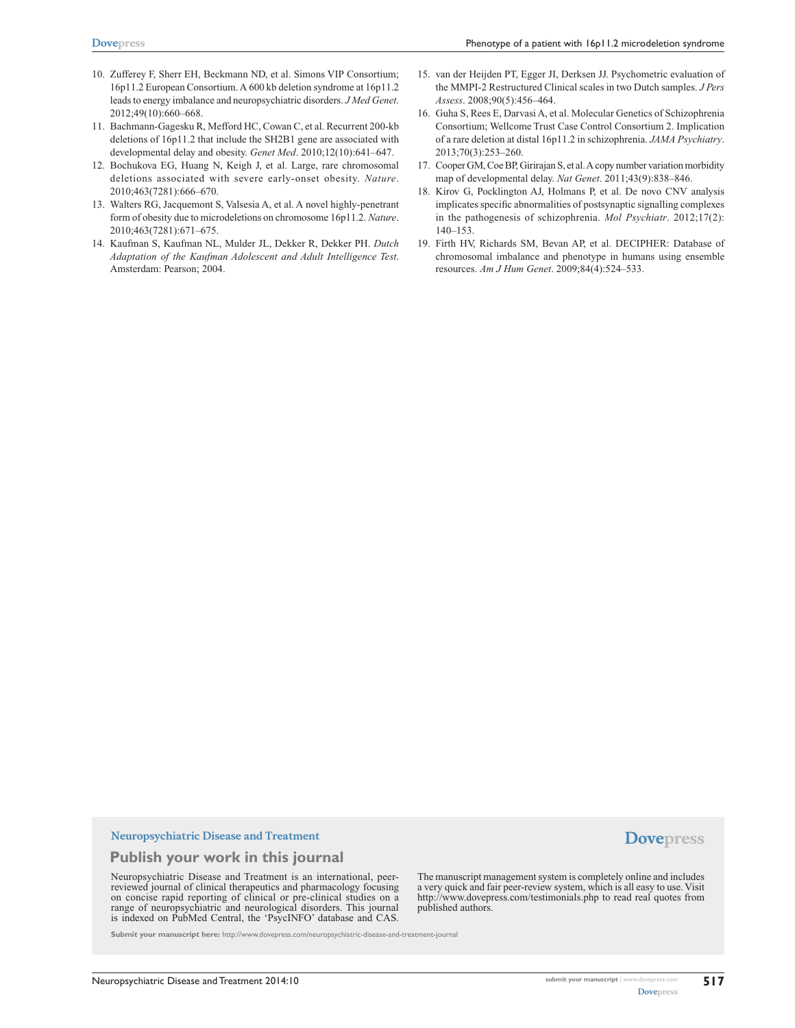10. Zufferey F, Sherr EH, Beckmann ND, et al. Simons VIP Consortium; 16p11.2 European Consortium. A 600 kb deletion syndrome at 16p11.2 leads to energy imbalance and neuropsychiatric disorders. *J Med Genet*. 2012;49(10):660–668.
11. Bachmann-Gagesku R, Mefford HC, Cowan C, et al. Recurrent 200-kb deletions of 16p11.2 that include the SH2B1 gene are associated with developmental delay and obesity. *Genet Med*. 2010;12(10):641–647.
12. Bochukova EG, Huang N, Keigh J, et al. Large, rare chromosomal deletions associated with severe early-onset obesity. *Nature*. 2010;463(7281):666–670.
13. Walters RG, Jacquemont S, Valsesia A, et al. A novel highly-penetrant form of obesity due to microdeletions on chromosome 16p11.2. *Nature*. 2010;463(7281):671–675.
14. Kaufman S, Kaufman NL, Mulder JL, Dekker R, Dekker PH. *Dutch Adaptation of the Kaufman Adolescent and Adult Intelligence Test*. Amsterdam: Pearson; 2004.
15. van der Heijden PT, Egger JI, Derksen JJ. Psychometric evaluation of the MMPI-2 Restructured Clinical scales in two Dutch samples. *J Pers Assess*. 2008;90(5):456–464.
16. Guha S, Rees E, Darvasi A, et al. Molecular Genetics of Schizophrenia Consortium; Wellcome Trust Case Control Consortium 2. Implication of a rare deletion at distal 16p11.2 in schizophrenia. *JAMA Psychiatry*. 2013;70(3):253–260.
17. Cooper GM, Coe BP, Girirajan S, et al. A copy number variation morbidity map of developmental delay. *Nat Genet*. 2011;43(9):838–846.
18. Kirov G, Pocklington AJ, Holmans P, et al. De novo CNV analysis implicates specific abnormalities of postsynaptic signalling complexes in the pathogenesis of schizophrenia. *Mol Psychiatr*. 2012;17(2): 140–153.
19. Firth HV, Richards SM, Bevan AP, et al. DECIPHER: Database of chromosomal imbalance and phenotype in humans using ensemble resources. *Am J Hum Genet*. 2009;84(4):524–533.

**Neuropsychiatric Disease and Treatment**

## Publish your work in this journal

Neuropsychiatric Disease and Treatment is an international, peer-reviewed journal of clinical therapeutics and pharmacology focusing on concise rapid reporting of clinical or pre-clinical studies on a range of neuropsychiatric and neurological disorders. This journal is indexed on PubMed Central, the 'PsycINFO' database and CAS. The manuscript management system is completely online and includes a very quick and fair peer-review system, which is all easy to use. Visit http://www.dovepress.com/testimonials.php to read real quotes from published authors.

**Submit your manuscript here:** http://www.dovepress.com/neuropsychiatric-disease-and-treatment-journal